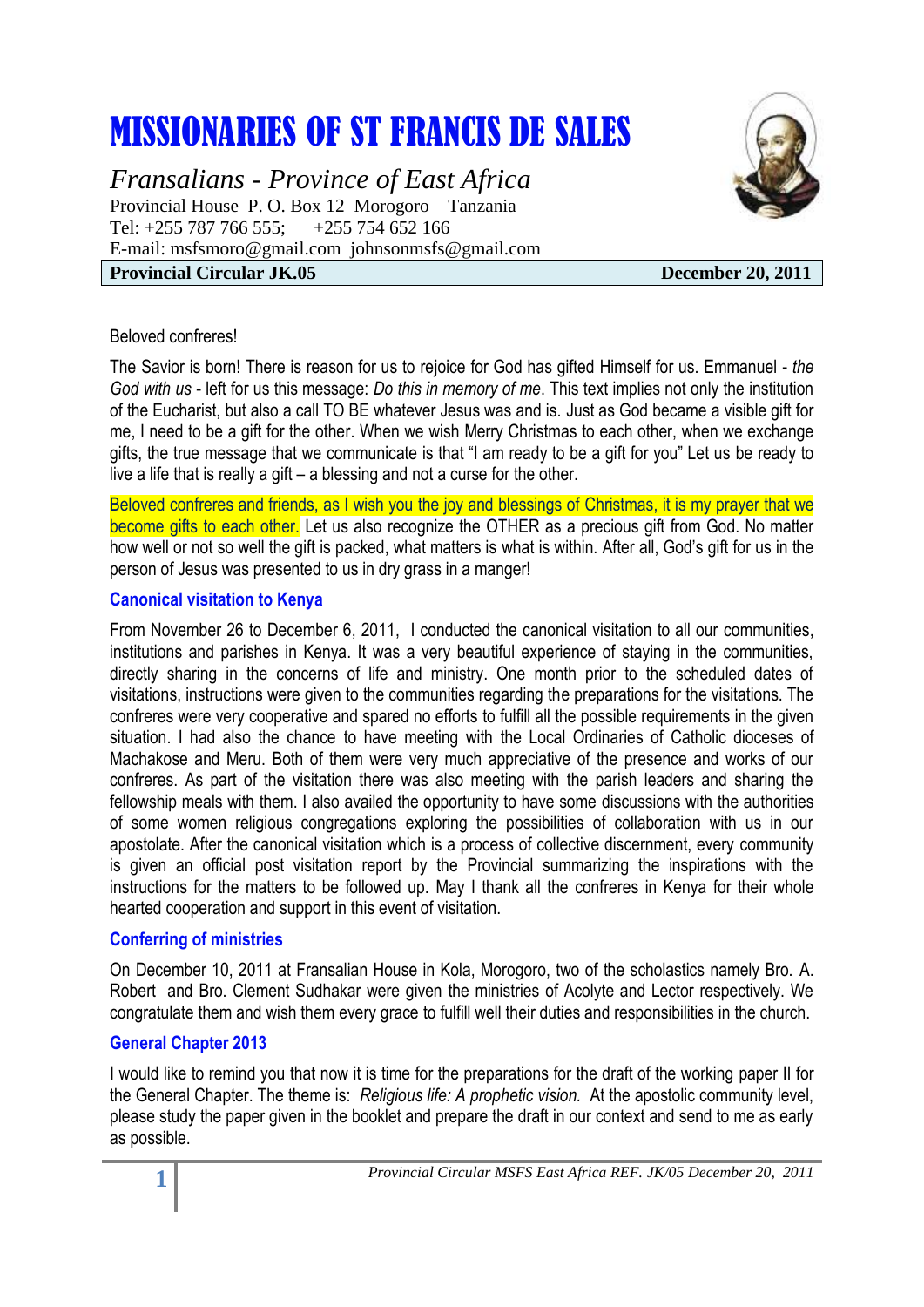# MISSIONARIES OF ST FRANCIS DE SALES

*Fransalians - Province of East Africa*

Provincial House P. O. Box 12 Morogoro Tanzania
Tel: +255 787 766 555; +255 754 652 166
E-mail: msfsmoro@gmail.com johnsonmsfs@gmail.com

**Provincial Circular JK.05** **December 20, 2011**

Beloved confreres!

The Savior is born! There is reason for us to rejoice for God has gifted Himself for us. Emmanuel - *the God with us* - left for us this message: *Do this in memory of me*. This text implies not only the institution of the Eucharist, but also a call TO BE whatever Jesus was and is. Just as God became a visible gift for me, I need to be a gift for the other. When we wish Merry Christmas to each other, when we exchange gifts, the true message that we communicate is that "I am ready to be a gift for you" Let us be ready to live a life that is really a gift – a blessing and not a curse for the other.

Beloved confreres and friends, as I wish you the joy and blessings of Christmas, it is my prayer that we become gifts to each other. Let us also recognize the OTHER as a precious gift from God. No matter how well or not so well the gift is packed, what matters is what is within. After all, God's gift for us in the person of Jesus was presented to us in dry grass in a manger!

### Canonical visitation to Kenya

From November 26 to December 6, 2011, I conducted the canonical visitation to all our communities, institutions and parishes in Kenya. It was a very beautiful experience of staying in the communities, directly sharing in the concerns of life and ministry. One month prior to the scheduled dates of visitations, instructions were given to the communities regarding the preparations for the visitations. The confreres were very cooperative and spared no efforts to fulfill all the possible requirements in the given situation. I had also the chance to have meeting with the Local Ordinaries of Catholic dioceses of Machakose and Meru. Both of them were very much appreciative of the presence and works of our confreres. As part of the visitation there was also meeting with the parish leaders and sharing the fellowship meals with them. I also availed the opportunity to have some discussions with the authorities of some women religious congregations exploring the possibilities of collaboration with us in our apostolate. After the canonical visitation which is a process of collective discernment, every community is given an official post visitation report by the Provincial summarizing the inspirations with the instructions for the matters to be followed up. May I thank all the confreres in Kenya for their whole hearted cooperation and support in this event of visitation.

### Conferring of ministries

On December 10, 2011 at Fransalian House in Kola, Morogoro, two of the scholastics namely Bro. A. Robert and Bro. Clement Sudhakar were given the ministries of Acolyte and Lector respectively. We congratulate them and wish them every grace to fulfill well their duties and responsibilities in the church.

### General Chapter 2013

I would like to remind you that now it is time for the preparations for the draft of the working paper II for the General Chapter. The theme is: *Religious life: A prophetic vision.* At the apostolic community level, please study the paper given in the booklet and prepare the draft in our context and send to me as early as possible.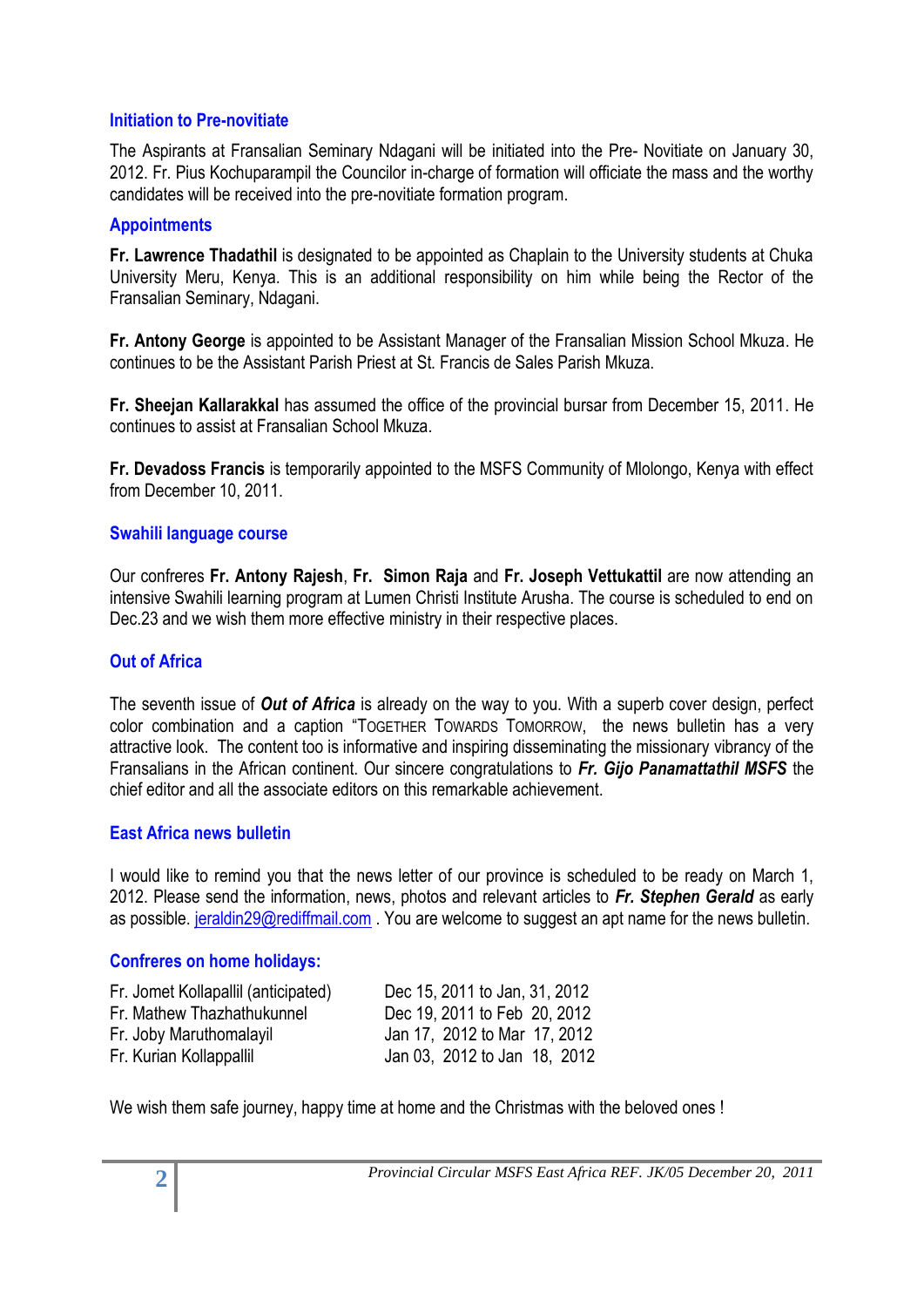## Initiation to Pre-novitiate

The Aspirants at Fransalian Seminary Ndagani will be initiated into the Pre- Novitiate on January 30, 2012. Fr. Pius Kochuparampil the Councilor in-charge of formation will officiate the mass and the worthy candidates will be received into the pre-novitiate formation program.

## Appointments

**Fr. Lawrence Thadathil** is designated to be appointed as Chaplain to the University students at Chuka University Meru, Kenya. This is an additional responsibility on him while being the Rector of the Fransalian Seminary, Ndagani.

**Fr. Antony George** is appointed to be Assistant Manager of the Fransalian Mission School Mkuza. He continues to be the Assistant Parish Priest at St. Francis de Sales Parish Mkuza.

**Fr. Sheejan Kallarakkal** has assumed the office of the provincial bursar from December 15, 2011. He continues to assist at Fransalian School Mkuza.

**Fr. Devadoss Francis** is temporarily appointed to the MSFS Community of Mlolongo, Kenya with effect from December 10, 2011.

## Swahili language course

Our confreres **Fr. Antony Rajesh**, **Fr. Simon Raja** and **Fr. Joseph Vettukattil** are now attending an intensive Swahili learning program at Lumen Christi Institute Arusha. The course is scheduled to end on Dec.23 and we wish them more effective ministry in their respective places.

## Out of Africa

The seventh issue of ***Out of Africa*** is already on the way to you. With a superb cover design, perfect color combination and a caption "TOGETHER TOWARDS TOMORROW, the news bulletin has a very attractive look. The content too is informative and inspiring disseminating the missionary vibrancy of the Fransalians in the African continent. Our sincere congratulations to ***Fr. Gijo Panamattathil MSFS*** the chief editor and all the associate editors on this remarkable achievement.

## East Africa news bulletin

I would like to remind you that the news letter of our province is scheduled to be ready on March 1, 2012. Please send the information, news, photos and relevant articles to ***Fr. Stephen Gerald*** as early as possible. jeraldin29@rediffmail.com . You are welcome to suggest an apt name for the news bulletin.

## Confreres on home holidays:

| | |
|---|---|
| Fr. Jomet Kollapallil (anticipated) | Dec 15, 2011 to Jan, 31, 2012 |
| Fr. Mathew Thazhathukunnel | Dec 19, 2011 to Feb 20, 2012 |
| Fr. Joby Maruthomalayil | Jan 17, 2012 to Mar 17, 2012 |
| Fr. Kurian Kollappallil | Jan 03, 2012 to Jan 18, 2012 |

We wish them safe journey, happy time at home and the Christmas with the beloved ones !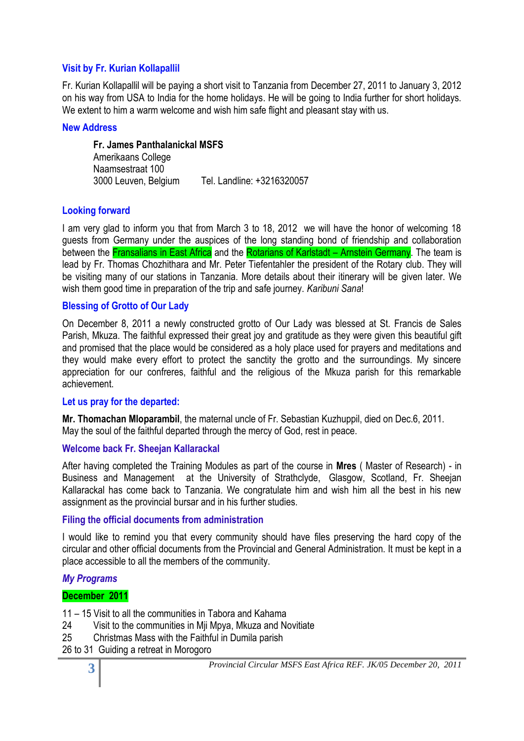### Visit by Fr. Kurian Kollapallil

Fr. Kurian Kollapallil will be paying a short visit to Tanzania from December 27, 2011 to January 3, 2012 on his way from USA to India for the home holidays. He will be going to India further for short holidays. We extent to him a warm welcome and wish him safe flight and pleasant stay with us.

### New Address

**Fr. James Panthalanickal MSFS**
Amerikaans College
Naamsestraat 100
3000 Leuven, Belgium        Tel. Landline: +3216320057

### Looking forward

I am very glad to inform you that from March 3 to 18, 2012 we will have the honor of welcoming 18 guests from Germany under the auspices of the long standing bond of friendship and collaboration between the Fransalians in East Africa and the Rotarians of Karlstadt – Arnstein Germany. The team is lead by Fr. Thomas Chozhithara and Mr. Peter Tiefentahler the president of the Rotary club. They will be visiting many of our stations in Tanzania. More details about their itinerary will be given later. We wish them good time in preparation of the trip and safe journey. *Karibuni Sana*!

### Blessing of Grotto of Our Lady

On December 8, 2011 a newly constructed grotto of Our Lady was blessed at St. Francis de Sales Parish, Mkuza. The faithful expressed their great joy and gratitude as they were given this beautiful gift and promised that the place would be considered as a holy place used for prayers and meditations and they would make every effort to protect the sanctity the grotto and the surroundings. My sincere appreciation for our confreres, faithful and the religious of the Mkuza parish for this remarkable achievement.

### Let us pray for the departed:

**Mr. Thomachan Mloparambil**, the maternal uncle of Fr. Sebastian Kuzhuppil, died on Dec.6, 2011. May the soul of the faithful departed through the mercy of God, rest in peace.

### Welcome back Fr. Sheejan Kallarackal

After having completed the Training Modules as part of the course in **Mres** ( Master of Research) - in Business and Management at the University of Strathclyde, Glasgow, Scotland, Fr. Sheejan Kallarackal has come back to Tanzania. We congratulate him and wish him all the best in his new assignment as the provincial bursar and in his further studies.

### Filing the official documents from administration

I would like to remind you that every community should have files preserving the hard copy of the circular and other official documents from the Provincial and General Administration. It must be kept in a place accessible to all the members of the community.

### *My Programs*

**December 2011**

11 – 15 Visit to all the communities in Tabora and Kahama
24 Visit to the communities in Mji Mpya, Mkuza and Novitiate
25 Christmas Mass with the Faithful in Dumila parish
26 to 31 Guiding a retreat in Morogoro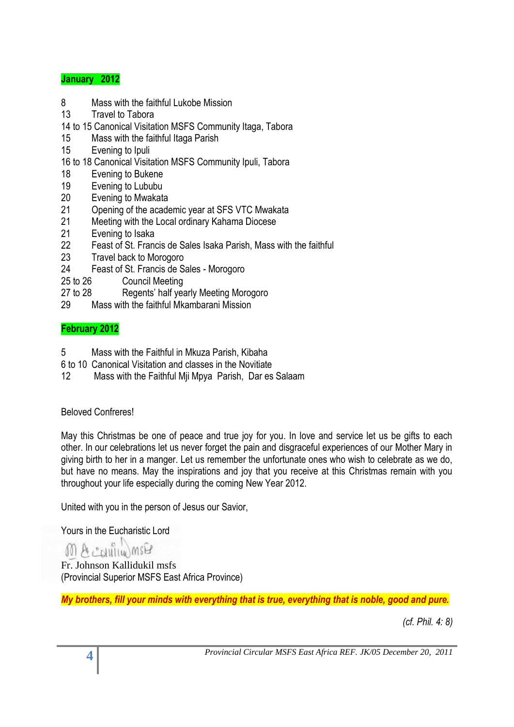**January 2012**

8 Mass with the faithful Lukobe Mission
13 Travel to Tabora
14 to 15 Canonical Visitation MSFS Community Itaga, Tabora
15 Mass with the faithful Itaga Parish
15 Evening to Ipuli
16 to 18 Canonical Visitation MSFS Community Ipuli, Tabora
18 Evening to Bukene
19 Evening to Lububu
20 Evening to Mwakata
21 Opening of the academic year at SFS VTC Mwakata
21 Meeting with the Local ordinary Kahama Diocese
21 Evening to Isaka
22 Feast of St. Francis de Sales Isaka Parish, Mass with the faithful
23 Travel back to Morogoro
24 Feast of St. Francis de Sales - Morogoro
25 to 26 Council Meeting
27 to 28 Regents' half yearly Meeting Morogoro
29 Mass with the faithful Mkambarani Mission

**February 2012**

5 Mass with the Faithful in Mkuza Parish, Kibaha
6 to 10 Canonical Visitation and classes in the Novitiate
12 Mass with the Faithful Mji Mpya Parish, Dar es Salaam

Beloved Confreres!

May this Christmas be one of peace and true joy for you. In love and service let us be gifts to each other. In our celebrations let us never forget the pain and disgraceful experiences of our Mother Mary in giving birth to her in a manger. Let us remember the unfortunate ones who wish to celebrate as we do, but have no means. May the inspirations and joy that you receive at this Christmas remain with you throughout your life especially during the coming New Year 2012.

United with you in the person of Jesus our Savior,

Yours in the Eucharistic Lord

Fr. Johnson Kallidukil msfs
(Provincial Superior MSFS East Africa Province)

***My brothers, fill your minds with everything that is true, everything that is noble, good and pure.***

*(cf. Phil. 4: 8)*

*Provincial Circular MSFS East Africa REF. JK/05 December 20, 2011*